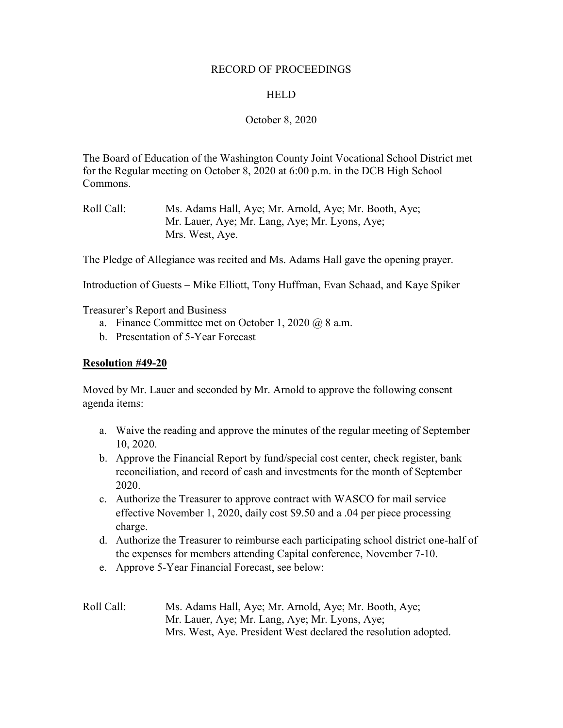RECORD OF PROCEEDINGS

HELD

October 8, 2020

The Board of Education of the Washington County Joint Vocational School District met for the Regular meeting on October 8, 2020 at 6:00 p.m. in the DCB High School Commons.

Roll Call: Ms. Adams Hall, Aye; Mr. Arnold, Aye; Mr. Booth, Aye; Mr. Lauer, Aye; Mr. Lang, Aye; Mr. Lyons, Aye; Mrs. West, Aye.

The Pledge of Allegiance was recited and Ms. Adams Hall gave the opening prayer.

Introduction of Guests – Mike Elliott, Tony Huffman, Evan Schaad, and Kaye Spiker

Treasurer's Report and Business

a. Finance Committee met on October 1, 2020 @ 8 a.m.
b. Presentation of 5-Year Forecast

**Resolution #49-20**

Moved by Mr. Lauer and seconded by Mr. Arnold to approve the following consent agenda items:

a. Waive the reading and approve the minutes of the regular meeting of September 10, 2020.
b. Approve the Financial Report by fund/special cost center, check register, bank reconciliation, and record of cash and investments for the month of September 2020.
c. Authorize the Treasurer to approve contract with WASCO for mail service effective November 1, 2020, daily cost $9.50 and a .04 per piece processing charge.
d. Authorize the Treasurer to reimburse each participating school district one-half of the expenses for members attending Capital conference, November 7-10.
e. Approve 5-Year Financial Forecast, see below:

Roll Call: Ms. Adams Hall, Aye; Mr. Arnold, Aye; Mr. Booth, Aye; Mr. Lauer, Aye; Mr. Lang, Aye; Mr. Lyons, Aye; Mrs. West, Aye. President West declared the resolution adopted.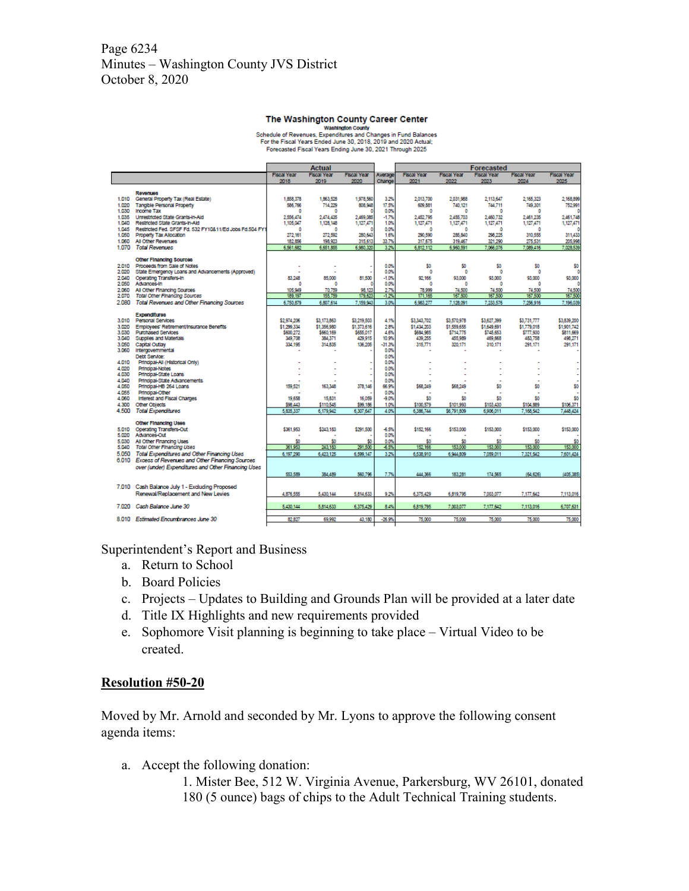**The Washington County Career Center**
Washington County
Schedule of Revenues, Expenditures and Changes in Fund Balances
For the Fiscal Years Ended June 30, 2018, 2019 and 2020 Actual;
Forecasted Fiscal Years Ending June 30, 2021 Through 2025

| | | Actual | | | | Forecasted | | | | |
|---|---|---|---|---|---|---|---|---|---|---|
| | | Fiscal Year 2018 | Fiscal Year 2019 | Fiscal Year 2020 | Average Change | Fiscal Year 2021 | Fiscal Year 2022 | Fiscal Year 2023 | Fiscal Year 2024 | Fiscal Year 2025 |
| | **Revenues** | | | | | | | | | |
| 1.010 | General Property Tax (Real Estate) | 1,858,378 | 1,863,528 | 1,978,560 | 3.2% | 2,013,700 | 2,031,988 | 2,113,647 | 2,165,323 | 2,168,899 |
| 1.020 | Tangible Personal Property | 586,766 | 714,229 | 808,948 | 17.5% | 609,881 | 740,121 | 744,711 | 749,301 | 752,991 |
| 1.030 | Income Tax | 0 | 0 | 0 | 0.0% | 0 | 0 | 0 | 0 | 0 |
| 1.035 | Unrestricted State Grants-in-Aid | 2,556,474 | 2,474,435 | 2,469,085 | -1.7% | 2,452,795 | 2,456,703 | 2,460,732 | 2,461,235 | 2,461,748 |
| 1.040 | Restricted State Grants-in-Aid | 1,105,047 | 1,128,148 | 1,127,471 | 1.0% | 1,127,471 | 1,127,471 | 1,127,471 | 1,127,471 | 1,127,471 |
| 1.045 | Restricted Fed. SFSF Fd. 532 FY10&11/Ed Jobs Fd.504 FY1 | 0 | 0 | 0 | 0.0% | 0 | 0 | 0 | 0 | 0 |
| 1.050 | Property Tax Allocation | 272,161 | 272,992 | 280,643 | 1.6% | 290,590 | 285,840 | 298,225 | 310,555 | 311,433 |
| 1.060 | All Other Revenues | 182,856 | 198,923 | 315,613 | 33.7% | 317,675 | 319,467 | 321,290 | 275,531 | 205,998 |
| 1.070 | *Total Revenues* | 6,561,682 | 6,651,855 | 6,980,320 | 3.2% | 6,812,112 | 6,960,591 | 7,066,076 | 7,089,416 | 7,028,539 |
| | **Other Financing Sources** | | | | | | | | | |
| 2.010 | Proceeds from Sale of Notes | - | - | - | 0.0% | $0 | $0 | $0 | $0 | $0 |
| 2.020 | State Emergency Loans and Advancements (Approved) | - | - | - | 0.0% | 0 | 0 | 0 | 0 | 0 |
| 2.040 | Operating Transfers-In | 83,248 | 85,000 | 81,500 | -1.0% | 92,166 | 93,000 | 93,000 | 93,000 | 93,000 |
| 2.050 | Advances-In | 0 | 0 | 0 | 0.0% | 0 | 0 | 0 | 0 | 0 |
| 2.060 | All Other Financing Sources | 105,949 | 70,759 | 98,123 | 2.7% | 78,999 | 74,500 | 74,500 | 74,500 | 74,500 |
| 2.070 | *Total Other Financing Sources* | 189,197 | 155,759 | 179,623 | -1.2% | 171,165 | 167,500 | 167,500 | 167,500 | 167,500 |
| 2.080 | *Total Revenues and Other Financing Sources* | 6,750,879 | 6,807,614 | 7,159,943 | 3.0% | 6,983,277 | 7,128,091 | 7,233,576 | 7,256,916 | 7,196,039 |
| | **Expenditures** | | | | | | | | | |
| 3.010 | Personal Services | $2,974,206 | $3,173,863 | $3,219,503 | 4.1% | $3,343,702 | $3,570,978 | $3,627,399 | $3,731,777 | $3,839,200 |
| 3.020 | Employees' Retirement/Insurance Benefits | $1,299,334 | $1,356,980 | $1,373,616 | 2.8% | $1,434,203 | $1,559,655 | $1,649,691 | $1,779,018 | $1,901,742 |
| 3.030 | Purchased Services | $600,272 | $660,169 | $655,017 | 4.6% | $684,985 | $714,775 | $745,653 | $777,930 | $811,669 |
| 3.040 | Supplies and Materials | 349,708 | 384,371 | 429,915 | 10.9% | 439,255 | 455,989 | 469,668 | 483,758 | 498,271 |
| 3.050 | Capital Outlay | 334,195 | 314,835 | 136,205 | -31.3% | 315,771 | 320,171 | 310,171 | 291,171 | 291,171 |
| 3.060 | Intergovernmental | | | | 0.0% | - | - | - | - | - |
| | Debt Service: | | | | 0.0% | | | | | |
| 4.010 | Principal-All (Historical Only) | - | - | - | 0.0% | - | - | - | - | - |
| 4.020 | Principal-Notes | - | - | - | 0.0% | - | - | - | - | - |
| 4.030 | Principal-State Loans | - | - | - | 0.0% | - | - | - | - | - |
| 4.040 | Principal-State Advancements | - | - | - | 0.0% | - | - | - | - | - |
| 4.050 | Principal-HB 264 Loans | 159,521 | 163,348 | 378,146 | 66.9% | $68,249 | $68,249 | $0 | $0 | $0 |
| 4.055 | Principal-Other | - | - | - | 0.0% | - | - | - | - | - |
| 4.060 | Interest and Fiscal Charges | 19,658 | 15,831 | 16,059 | -9.0% | $0 | $0 | $0 | $0 | $0 |
| 4.300 | Other Objects | $98,443 | $110,545 | $99,186 | 1.0% | $100,579 | $101,993 | $103,430 | $104,889 | $106,371 |
| 4.500 | *Total Expenditures* | 5,835,337 | 6,179,942 | 6,307,647 | 4.0% | 6,386,744 | $6,791,809 | 6,906,011 | 7,168,542 | 7,448,424 |
| | **Other Financing Uses** | | | | | | | | | |
| 5.010 | Operating Transfers-Out | $361,953 | $243,183 | $291,500 | -6.5% | $152,166 | $153,000 | $153,000 | $153,000 | $153,000 |
| 5.020 | Advances-Out | - | - | - | 0.0% | - | - | - | - | - |
| 5.030 | All Other Financing Uses | $0 | $0 | $0 | 0.0% | $0 | $0 | $0 | $0 | $0 |
| 5.040 | *Total Other Financing Uses* | 361,953 | 243,183 | 291,500 | -6.5% | 152,166 | 153,000 | 153,000 | 153,000 | 153,000 |
| 5.050 | *Total Expenditures and Other Financing Uses* | 6,197,290 | 6,423,125 | 6,599,147 | 3.2% | 6,538,910 | 6,944,809 | 7,059,011 | 7,321,542 | 7,601,424 |
| 6.010 | *Excess of Revenues and Other Financing Sources over (under) Expenditures and Other Financing Uses* | 553,589 | 384,489 | 560,796 | 7.7% | 444,366 | 183,281 | 174,565 | (64,626) | (405,385) |
| 7.010 | Cash Balance July 1 - Excluding Proposed Renewal/Replacement and New Levies | 4,876,555 | 5,430,144 | 5,814,633 | 9.2% | 6,375,429 | 6,819,795 | 7,003,077 | 7,177,642 | 7,113,016 |
| 7.020 | *Cash Balance June 30* | 5,430,144 | 5,814,633 | 6,375,429 | 8.4% | 6,819,795 | 7,003,077 | 7,177,642 | 7,113,016 | 6,707,631 |
| 8.010 | *Estimated Encumbrances June 30* | 82,827 | 69,992 | 43,180 | -25.9% | 75,000 | 75,000 | 75,000 | 75,000 | 75,000 |

Superintendent's Report and Business

a. Return to School
b. Board Policies
c. Projects – Updates to Building and Grounds Plan will be provided at a later date
d. Title IX Highlights and new requirements provided
e. Sophomore Visit planning is beginning to take place – Virtual Video to be created.

**Resolution #50-20**

Moved by Mr. Arnold and seconded by Mr. Lyons to approve the following consent agenda items:

a. Accept the following donation:
   1. Mister Bee, 512 W. Virginia Avenue, Parkersburg, WV 26101, donated 180 (5 ounce) bags of chips to the Adult Technical Training students.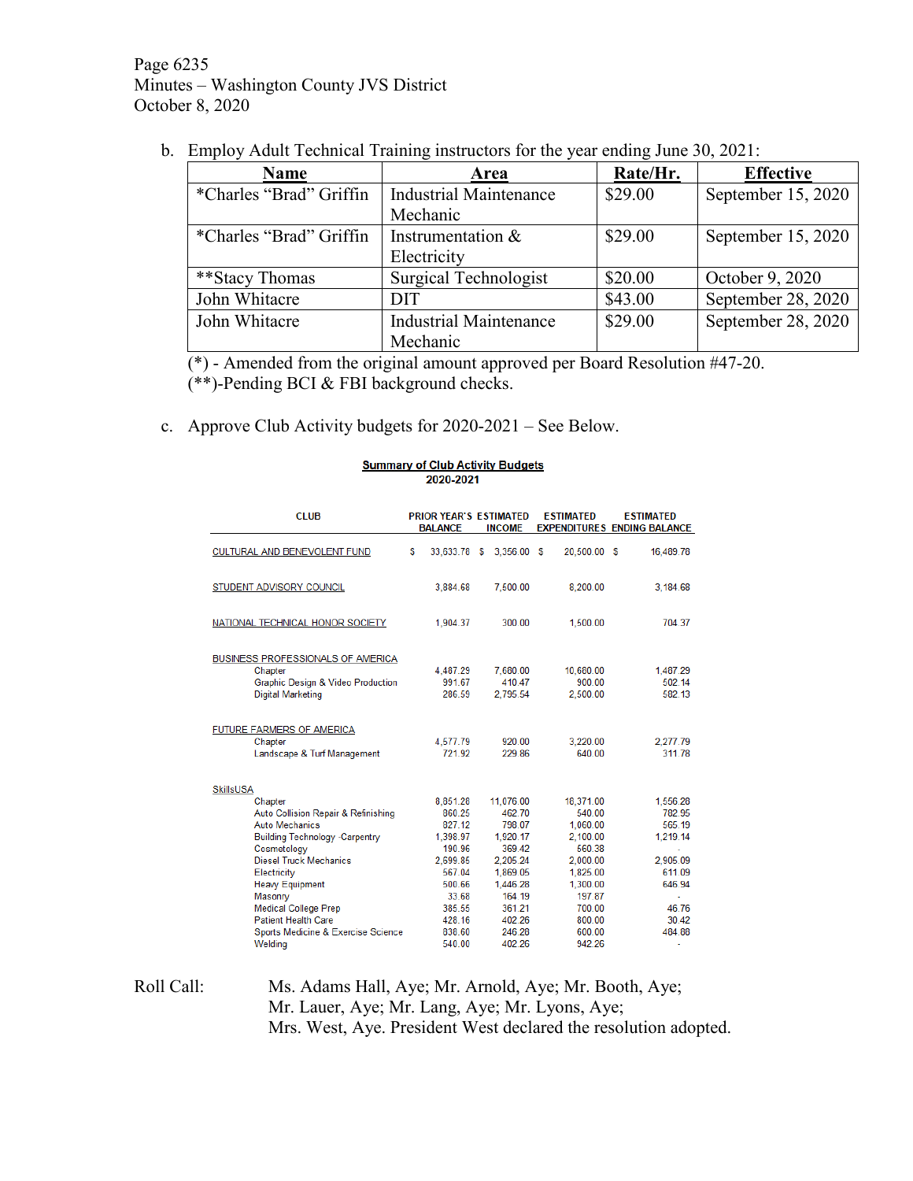b. Employ Adult Technical Training instructors for the year ending June 30, 2021:

| Name | Area | Rate/Hr. | Effective |
|---|---|---|---|
| *Charles "Brad" Griffin | Industrial Maintenance Mechanic | $29.00 | September 15, 2020 |
| *Charles "Brad" Griffin | Instrumentation & Electricity | $29.00 | September 15, 2020 |
| **Stacy Thomas | Surgical Technologist | $20.00 | October 9, 2020 |
| John Whitacre | DIT | $43.00 | September 28, 2020 |
| John Whitacre | Industrial Maintenance Mechanic | $29.00 | September 28, 2020 |

(*) - Amended from the original amount approved per Board Resolution #47-20.
(**)-Pending BCI & FBI background checks.

c. Approve Club Activity budgets for 2020-2021 – See Below.

**Summary of Club Activity Budgets**
**2020-2021**

| CLUB | PRIOR YEAR'S BALANCE | ESTIMATED INCOME | ESTIMATED EXPENDITURES | ESTIMATED ENDING BALANCE |
|---|---|---|---|---|
| CULTURAL AND BENEVOLENT FUND | $ 33,633.78 | $ 3,356.00 | $ 20,500.00 | $ 16,489.78 |
| STUDENT ADVISORY COUNCIL | 3,884.68 | 7,500.00 | 8,200.00 | 3,184.68 |
| NATIONAL TECHNICAL HONOR SOCIETY | 1,904.37 | 300.00 | 1,500.00 | 704.37 |
| BUSINESS PROFESSIONALS OF AMERICA | | | | |
| Chapter | 4,487.29 | 7,680.00 | 10,680.00 | 1,487.29 |
| Graphic Design & Video Production | 991.67 | 410.47 | 900.00 | 502.14 |
| Digital Marketing | 286.59 | 2,795.54 | 2,500.00 | 582.13 |
| FUTURE FARMERS OF AMERICA | | | | |
| Chapter | 4,577.79 | 920.00 | 3,220.00 | 2,277.79 |
| Landscape & Turf Management | 721.92 | 229.86 | 640.00 | 311.78 |
| SkillsUSA | | | | |
| Chapter | 8,851.28 | 11,076.00 | 18,371.00 | 1,556.28 |
| Auto Collision Repair & Refinishing | 860.25 | 462.70 | 540.00 | 782.95 |
| Auto Mechanics | 827.12 | 798.07 | 1,060.00 | 565.19 |
| Building Technology -Carpentry | 1,398.97 | 1,920.17 | 2,100.00 | 1,219.14 |
| Cosmetology | 190.96 | 369.42 | 560.38 | - |
| Diesel Truck Mechanics | 2,699.85 | 2,205.24 | 2,000.00 | 2,905.09 |
| Electricity | 567.04 | 1,869.05 | 1,825.00 | 611.09 |
| Heavy Equipment | 500.66 | 1,446.28 | 1,300.00 | 646.94 |
| Masonry | 33.68 | 164.19 | 197.87 | - |
| Medical College Prep | 385.55 | 361.21 | 700.00 | 46.76 |
| Patient Health Care | 428.16 | 402.26 | 800.00 | 30.42 |
| Sports Medicine & Exercise Science | 838.60 | 246.28 | 600.00 | 484.88 |
| Welding | 540.00 | 402.26 | 942.26 | - |

Roll Call: Ms. Adams Hall, Aye; Mr. Arnold, Aye; Mr. Booth, Aye; Mr. Lauer, Aye; Mr. Lang, Aye; Mr. Lyons, Aye; Mrs. West, Aye. President West declared the resolution adopted.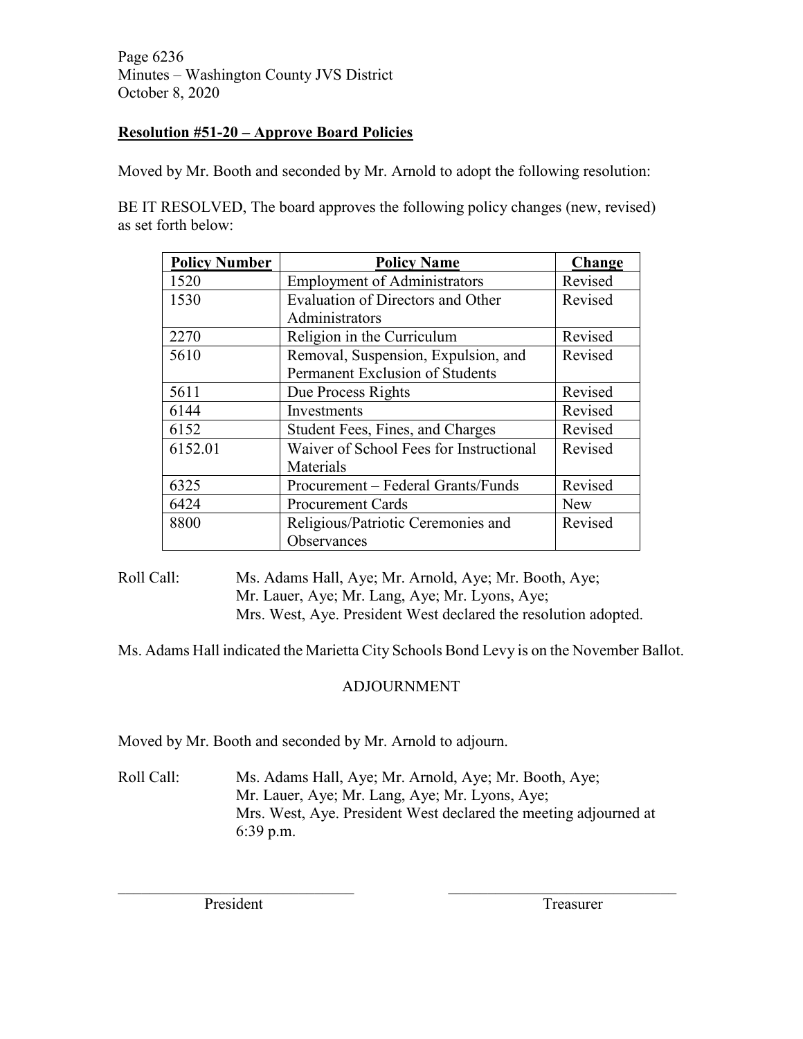## Resolution #51-20 – Approve Board Policies

Moved by Mr. Booth and seconded by Mr. Arnold to adopt the following resolution:

BE IT RESOLVED, The board approves the following policy changes (new, revised) as set forth below:

| Policy Number | Policy Name | Change |
|---|---|---|
| 1520 | Employment of Administrators | Revised |
| 1530 | Evaluation of Directors and Other Administrators | Revised |
| 2270 | Religion in the Curriculum | Revised |
| 5610 | Removal, Suspension, Expulsion, and Permanent Exclusion of Students | Revised |
| 5611 | Due Process Rights | Revised |
| 6144 | Investments | Revised |
| 6152 | Student Fees, Fines, and Charges | Revised |
| 6152.01 | Waiver of School Fees for Instructional Materials | Revised |
| 6325 | Procurement – Federal Grants/Funds | Revised |
| 6424 | Procurement Cards | New |
| 8800 | Religious/Patriotic Ceremonies and Observances | Revised |

Roll Call: Ms. Adams Hall, Aye; Mr. Arnold, Aye; Mr. Booth, Aye; Mr. Lauer, Aye; Mr. Lang, Aye; Mr. Lyons, Aye; Mrs. West, Aye. President West declared the resolution adopted.

Ms. Adams Hall indicated the Marietta City Schools Bond Levy is on the November Ballot.

## ADJOURNMENT

Moved by Mr. Booth and seconded by Mr. Arnold to adjourn.

Roll Call: Ms. Adams Hall, Aye; Mr. Arnold, Aye; Mr. Booth, Aye; Mr. Lauer, Aye; Mr. Lang, Aye; Mr. Lyons, Aye; Mrs. West, Aye. President West declared the meeting adjourned at 6:39 p.m.

______________________________ President

______________________________ Treasurer